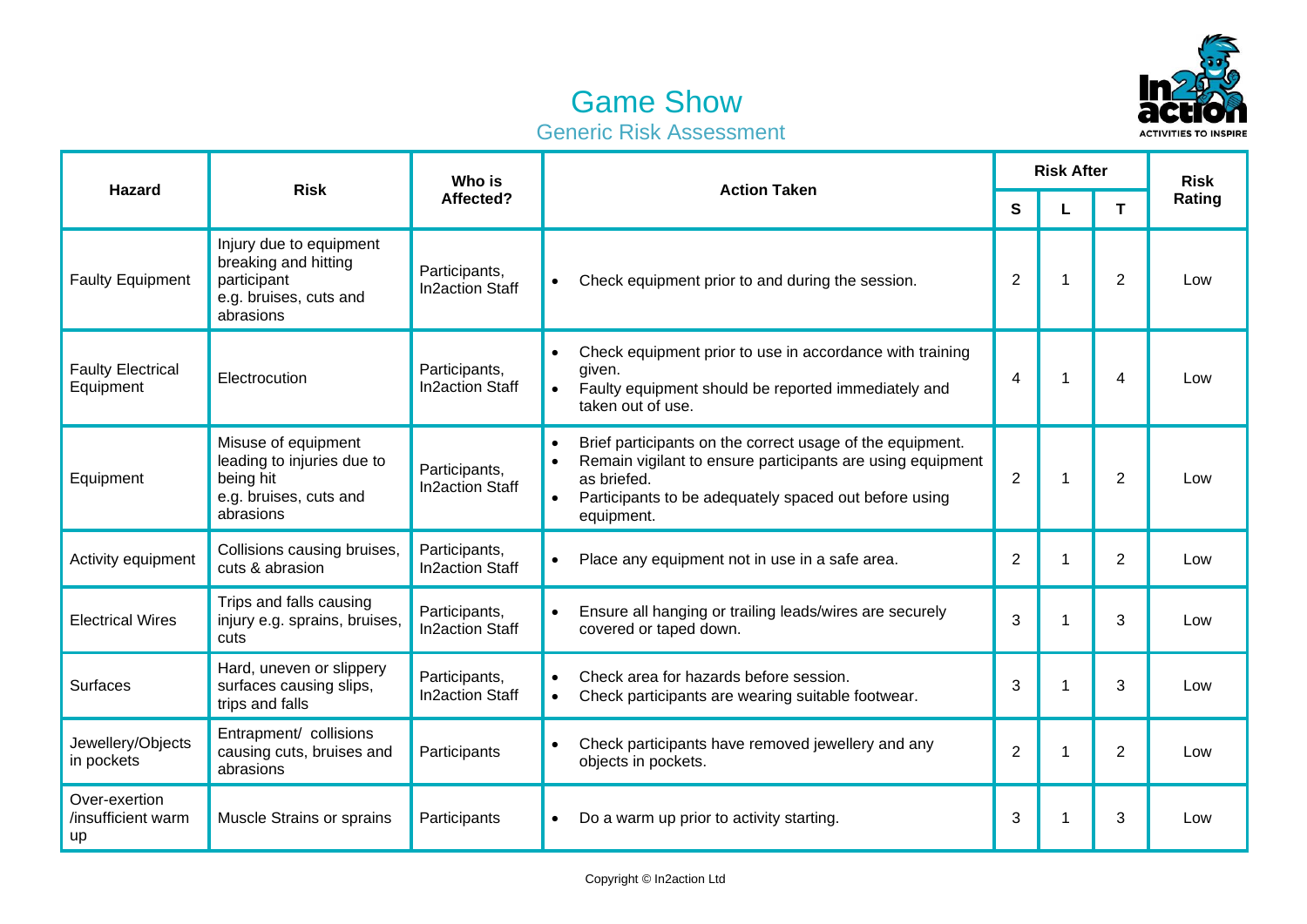# Game Show

## Generic Risk Assessment

| Hazard | Risk | Who is Affected? | Action Taken | Risk After | | | Risk Rating |
|---|---|---|---|---|---|---|---|
| | | | | S | L | T | |
| Faulty Equipment | Injury due to equipment breaking and hitting participant e.g. bruises, cuts and abrasions | Participants, In2action Staff | • Check equipment prior to and during the session. | 2 | 1 | 2 | Low |
| Faulty Electrical Equipment | Electrocution | Participants, In2action Staff | • Check equipment prior to use in accordance with training given.<br>• Faulty equipment should be reported immediately and taken out of use. | 4 | 1 | 4 | Low |
| Equipment | Misuse of equipment leading to injuries due to being hit e.g. bruises, cuts and abrasions | Participants, In2action Staff | • Brief participants on the correct usage of the equipment.<br>• Remain vigilant to ensure participants are using equipment as briefed.<br>• Participants to be adequately spaced out before using equipment. | 2 | 1 | 2 | Low |
| Activity equipment | Collisions causing bruises, cuts & abrasion | Participants, In2action Staff | • Place any equipment not in use in a safe area. | 2 | 1 | 2 | Low |
| Electrical Wires | Trips and falls causing injury e.g. sprains, bruises, cuts | Participants, In2action Staff | • Ensure all hanging or trailing leads/wires are securely covered or taped down. | 3 | 1 | 3 | Low |
| Surfaces | Hard, uneven or slippery surfaces causing slips, trips and falls | Participants, In2action Staff | • Check area for hazards before session.<br>• Check participants are wearing suitable footwear. | 3 | 1 | 3 | Low |
| Jewellery/Objects in pockets | Entrapment/ collisions causing cuts, bruises and abrasions | Participants | • Check participants have removed jewellery and any objects in pockets. | 2 | 1 | 2 | Low |
| Over-exertion /insufficient warm up | Muscle Strains or sprains | Participants | • Do a warm up prior to activity starting. | 3 | 1 | 3 | Low |

Copyright © In2action Ltd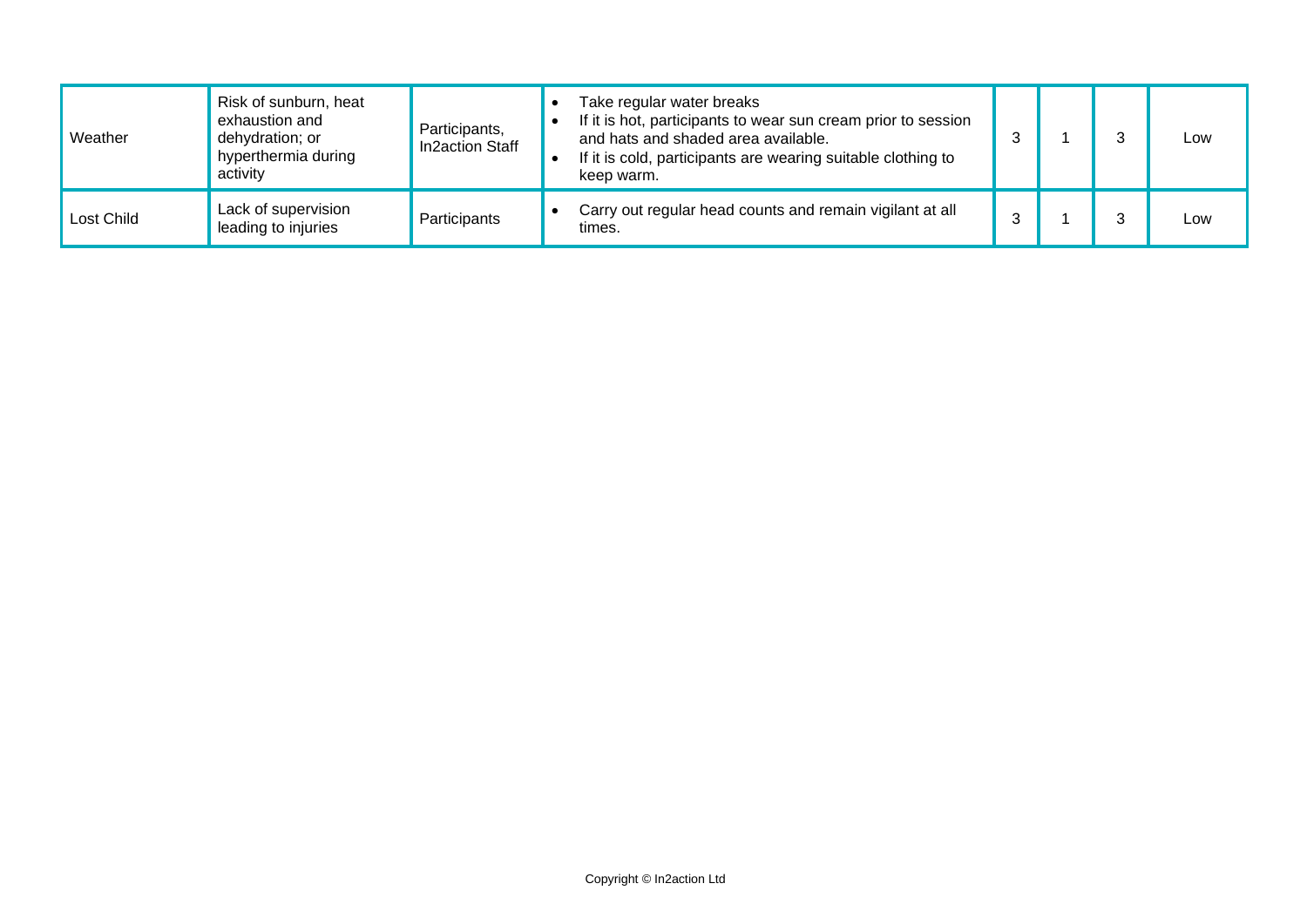| | | | | | | | |
|---|---|---|---|---|---|---|---|
| Weather | Risk of sunburn, heat exhaustion and dehydration; or hyperthermia during activity | Participants, In2action Staff | • Take regular water breaks<br>• If it is hot, participants to wear sun cream prior to session and hats and shaded area available.<br>• If it is cold, participants are wearing suitable clothing to keep warm. | 3 | 1 | 3 | Low |
| Lost Child | Lack of supervision leading to injuries | Participants | • Carry out regular head counts and remain vigilant at all times. | 3 | 1 | 3 | Low |

Copyright © In2action Ltd